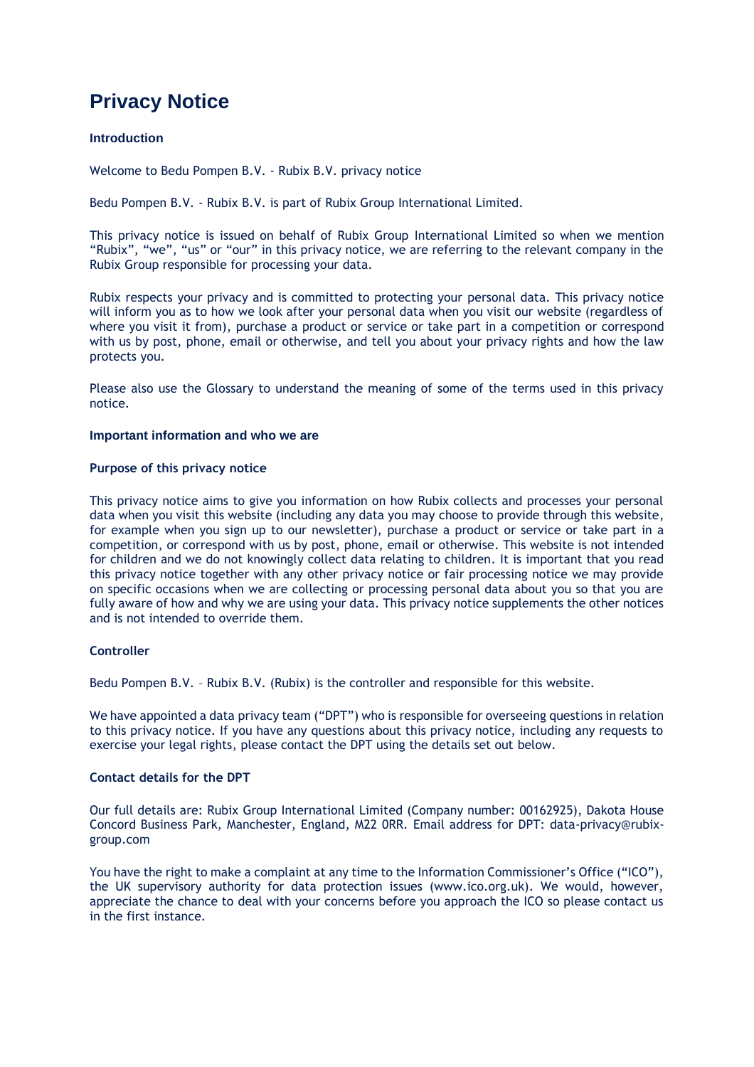# Privacy Notice

## Introduction

Welcome to Bedu Pompen B.V. - Rubix B.V. privacy notice

Bedu Pompen B.V. - Rubix B.V. is part of Rubix Group International Limited.

This privacy notice is issued on behalf of Rubix Group International Limited so when we mention "Rubix", "we", "us" or "our" in this privacy notice, we are referring to the relevant company in the Rubix Group responsible for processing your data.

Rubix respects your privacy and is committed to protecting your personal data. This privacy notice will inform you as to how we look after your personal data when you visit our website (regardless of where you visit it from), purchase a product or service or take part in a competition or correspond with us by post, phone, email or otherwise, and tell you about your privacy rights and how the law protects you.

Please also use the Glossary to understand the meaning of some of the terms used in this privacy notice.

## Important information and who we are

### Purpose of this privacy notice

This privacy notice aims to give you information on how Rubix collects and processes your personal data when you visit this website (including any data you may choose to provide through this website, for example when you sign up to our newsletter), purchase a product or service or take part in a competition, or correspond with us by post, phone, email or otherwise. This website is not intended for children and we do not knowingly collect data relating to children. It is important that you read this privacy notice together with any other privacy notice or fair processing notice we may provide on specific occasions when we are collecting or processing personal data about you so that you are fully aware of how and why we are using your data. This privacy notice supplements the other notices and is not intended to override them.

### Controller

Bedu Pompen B.V. – Rubix B.V. (Rubix) is the controller and responsible for this website.

We have appointed a data privacy team ("DPT") who is responsible for overseeing questions in relation to this privacy notice. If you have any questions about this privacy notice, including any requests to exercise your legal rights, please contact the DPT using the details set out below.

### Contact details for the DPT

Our full details are: Rubix Group International Limited (Company number: 00162925), Dakota House Concord Business Park, Manchester, England, M22 0RR. Email address for DPT: data-privacy@rubix-group.com

You have the right to make a complaint at any time to the Information Commissioner's Office ("ICO"), the UK supervisory authority for data protection issues (www.ico.org.uk). We would, however, appreciate the chance to deal with your concerns before you approach the ICO so please contact us in the first instance.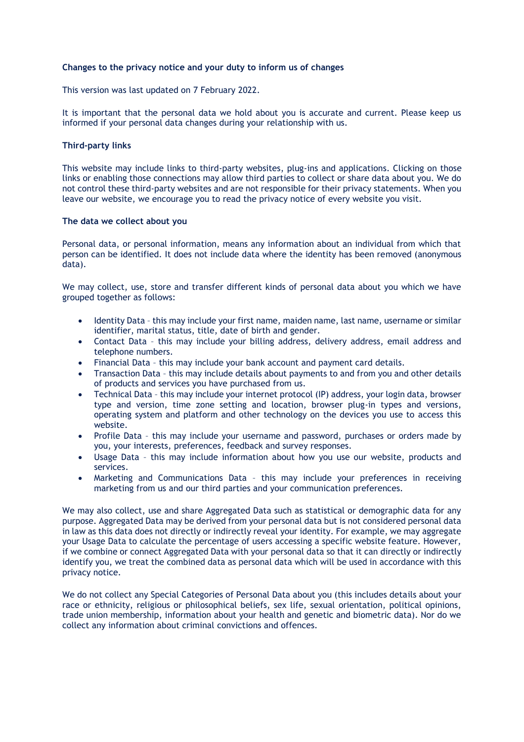**Changes to the privacy notice and your duty to inform us of changes**

This version was last updated on 7 February 2022.

It is important that the personal data we hold about you is accurate and current. Please keep us informed if your personal data changes during your relationship with us.

**Third-party links**

This website may include links to third-party websites, plug-ins and applications. Clicking on those links or enabling those connections may allow third parties to collect or share data about you. We do not control these third-party websites and are not responsible for their privacy statements. When you leave our website, we encourage you to read the privacy notice of every website you visit.

**The data we collect about you**

Personal data, or personal information, means any information about an individual from which that person can be identified. It does not include data where the identity has been removed (anonymous data).

We may collect, use, store and transfer different kinds of personal data about you which we have grouped together as follows:

- Identity Data – this may include your first name, maiden name, last name, username or similar identifier, marital status, title, date of birth and gender.
- Contact Data – this may include your billing address, delivery address, email address and telephone numbers.
- Financial Data – this may include your bank account and payment card details.
- Transaction Data – this may include details about payments to and from you and other details of products and services you have purchased from us.
- Technical Data – this may include your internet protocol (IP) address, your login data, browser type and version, time zone setting and location, browser plug-in types and versions, operating system and platform and other technology on the devices you use to access this website.
- Profile Data – this may include your username and password, purchases or orders made by you, your interests, preferences, feedback and survey responses.
- Usage Data – this may include information about how you use our website, products and services.
- Marketing and Communications Data – this may include your preferences in receiving marketing from us and our third parties and your communication preferences.

We may also collect, use and share Aggregated Data such as statistical or demographic data for any purpose. Aggregated Data may be derived from your personal data but is not considered personal data in law as this data does not directly or indirectly reveal your identity. For example, we may aggregate your Usage Data to calculate the percentage of users accessing a specific website feature. However, if we combine or connect Aggregated Data with your personal data so that it can directly or indirectly identify you, we treat the combined data as personal data which will be used in accordance with this privacy notice.

We do not collect any Special Categories of Personal Data about you (this includes details about your race or ethnicity, religious or philosophical beliefs, sex life, sexual orientation, political opinions, trade union membership, information about your health and genetic and biometric data). Nor do we collect any information about criminal convictions and offences.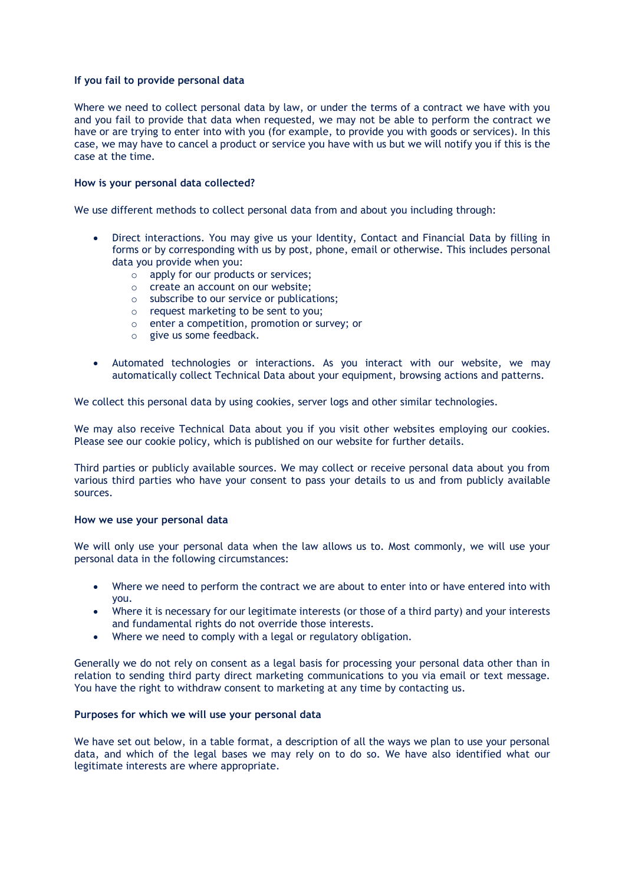**If you fail to provide personal data**

Where we need to collect personal data by law, or under the terms of a contract we have with you and you fail to provide that data when requested, we may not be able to perform the contract we have or are trying to enter into with you (for example, to provide you with goods or services). In this case, we may have to cancel a product or service you have with us but we will notify you if this is the case at the time.

**How is your personal data collected?**

We use different methods to collect personal data from and about you including through:

- Direct interactions. You may give us your Identity, Contact and Financial Data by filling in forms or by corresponding with us by post, phone, email or otherwise. This includes personal data you provide when you:
  - apply for our products or services;
  - create an account on our website;
  - subscribe to our service or publications;
  - request marketing to be sent to you;
  - enter a competition, promotion or survey; or
  - give us some feedback.

- Automated technologies or interactions. As you interact with our website, we may automatically collect Technical Data about your equipment, browsing actions and patterns.

We collect this personal data by using cookies, server logs and other similar technologies.

We may also receive Technical Data about you if you visit other websites employing our cookies. Please see our cookie policy, which is published on our website for further details.

Third parties or publicly available sources. We may collect or receive personal data about you from various third parties who have your consent to pass your details to us and from publicly available sources.

**How we use your personal data**

We will only use your personal data when the law allows us to. Most commonly, we will use your personal data in the following circumstances:

- Where we need to perform the contract we are about to enter into or have entered into with you.
- Where it is necessary for our legitimate interests (or those of a third party) and your interests and fundamental rights do not override those interests.
- Where we need to comply with a legal or regulatory obligation.

Generally we do not rely on consent as a legal basis for processing your personal data other than in relation to sending third party direct marketing communications to you via email or text message. You have the right to withdraw consent to marketing at any time by contacting us.

**Purposes for which we will use your personal data**

We have set out below, in a table format, a description of all the ways we plan to use your personal data, and which of the legal bases we may rely on to do so. We have also identified what our legitimate interests are where appropriate.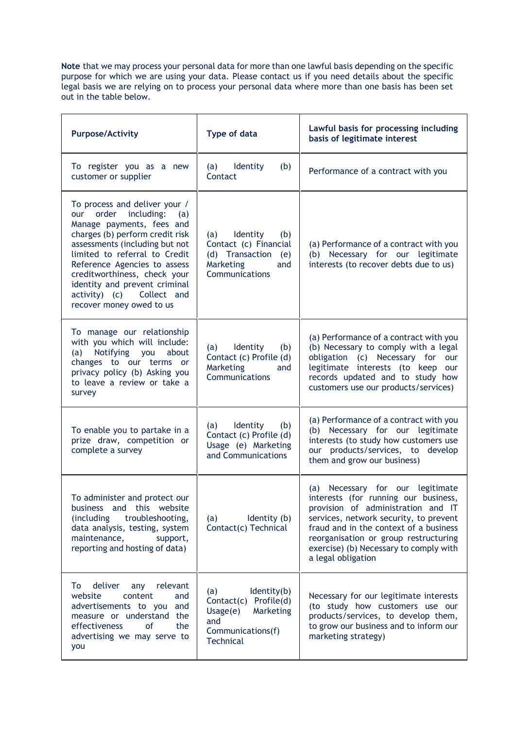**Note** that we may process your personal data for more than one lawful basis depending on the specific purpose for which we are using your data. Please contact us if you need details about the specific legal basis we are relying on to process your personal data where more than one basis has been set out in the table below.

| Purpose/Activity | Type of data | Lawful basis for processing including basis of legitimate interest |
|---|---|---|
| To register you as a new customer or supplier | (a) Identity (b) Contact | Performance of a contract with you |
| To process and deliver your / our order including: (a) Manage payments, fees and charges (b) perform credit risk assessments (including but not limited to referral to Credit Reference Agencies to assess creditworthiness, check your identity and prevent criminal activity) (c) Collect and recover money owed to us | (a) Identity (b) Contact (c) Financial (d) Transaction (e) Marketing and Communications | (a) Performance of a contract with you (b) Necessary for our legitimate interests (to recover debts due to us) |
| To manage our relationship with you which will include: (a) Notifying you about changes to our terms or privacy policy (b) Asking you to leave a review or take a survey | (a) Identity (b) Contact (c) Profile (d) Marketing and Communications | (a) Performance of a contract with you (b) Necessary to comply with a legal obligation (c) Necessary for our legitimate interests (to keep our records updated and to study how customers use our products/services) |
| To enable you to partake in a prize draw, competition or complete a survey | (a) Identity (b) Contact (c) Profile (d) Usage (e) Marketing and Communications | (a) Performance of a contract with you (b) Necessary for our legitimate interests (to study how customers use our products/services, to develop them and grow our business) |
| To administer and protect our business and this website (including troubleshooting, data analysis, testing, system maintenance, support, reporting and hosting of data) | (a) Identity (b) Contact(c) Technical | (a) Necessary for our legitimate interests (for running our business, provision of administration and IT services, network security, to prevent fraud and in the context of a business reorganisation or group restructuring exercise) (b) Necessary to comply with a legal obligation |
| To deliver any relevant website content and advertisements to you and measure or understand the effectiveness of the advertising we may serve to you | (a) Identity(b) Contact(c) Profile(d) Usage(e) Marketing and Communications(f) Technical | Necessary for our legitimate interests (to study how customers use our products/services, to develop them, to grow our business and to inform our marketing strategy) |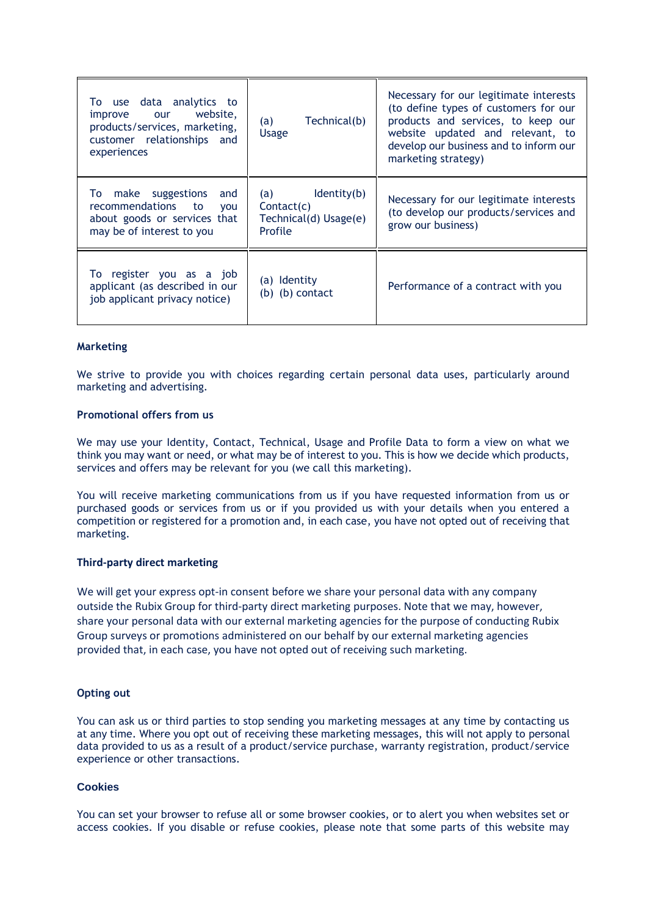| | | |
|---|---|---|
| To use data analytics to improve our website, products/services, marketing, customer relationships and experiences | (a) Technical(b) Usage | Necessary for our legitimate interests (to define types of customers for our products and services, to keep our website updated and relevant, to develop our business and to inform our marketing strategy) |
| To make suggestions and recommendations to you about goods or services that may be of interest to you | (a) Identity(b) Contact(c) Technical(d) Usage(e) Profile | Necessary for our legitimate interests (to develop our products/services and grow our business) |
| To register you as a job applicant (as described in our job applicant privacy notice) | (a) Identity (b) (b) contact | Performance of a contract with you |

**Marketing**

We strive to provide you with choices regarding certain personal data uses, particularly around marketing and advertising.

**Promotional offers from us**

We may use your Identity, Contact, Technical, Usage and Profile Data to form a view on what we think you may want or need, or what may be of interest to you. This is how we decide which products, services and offers may be relevant for you (we call this marketing).

You will receive marketing communications from us if you have requested information from us or purchased goods or services from us or if you provided us with your details when you entered a competition or registered for a promotion and, in each case, you have not opted out of receiving that marketing.

**Third-party direct marketing**

We will get your express opt-in consent before we share your personal data with any company outside the Rubix Group for third-party direct marketing purposes. Note that we may, however, share your personal data with our external marketing agencies for the purpose of conducting Rubix Group surveys or promotions administered on our behalf by our external marketing agencies provided that, in each case, you have not opted out of receiving such marketing.

**Opting out**

You can ask us or third parties to stop sending you marketing messages at any time by contacting us at any time. Where you opt out of receiving these marketing messages, this will not apply to personal data provided to us as a result of a product/service purchase, warranty registration, product/service experience or other transactions.

**Cookies**

You can set your browser to refuse all or some browser cookies, or to alert you when websites set or access cookies. If you disable or refuse cookies, please note that some parts of this website may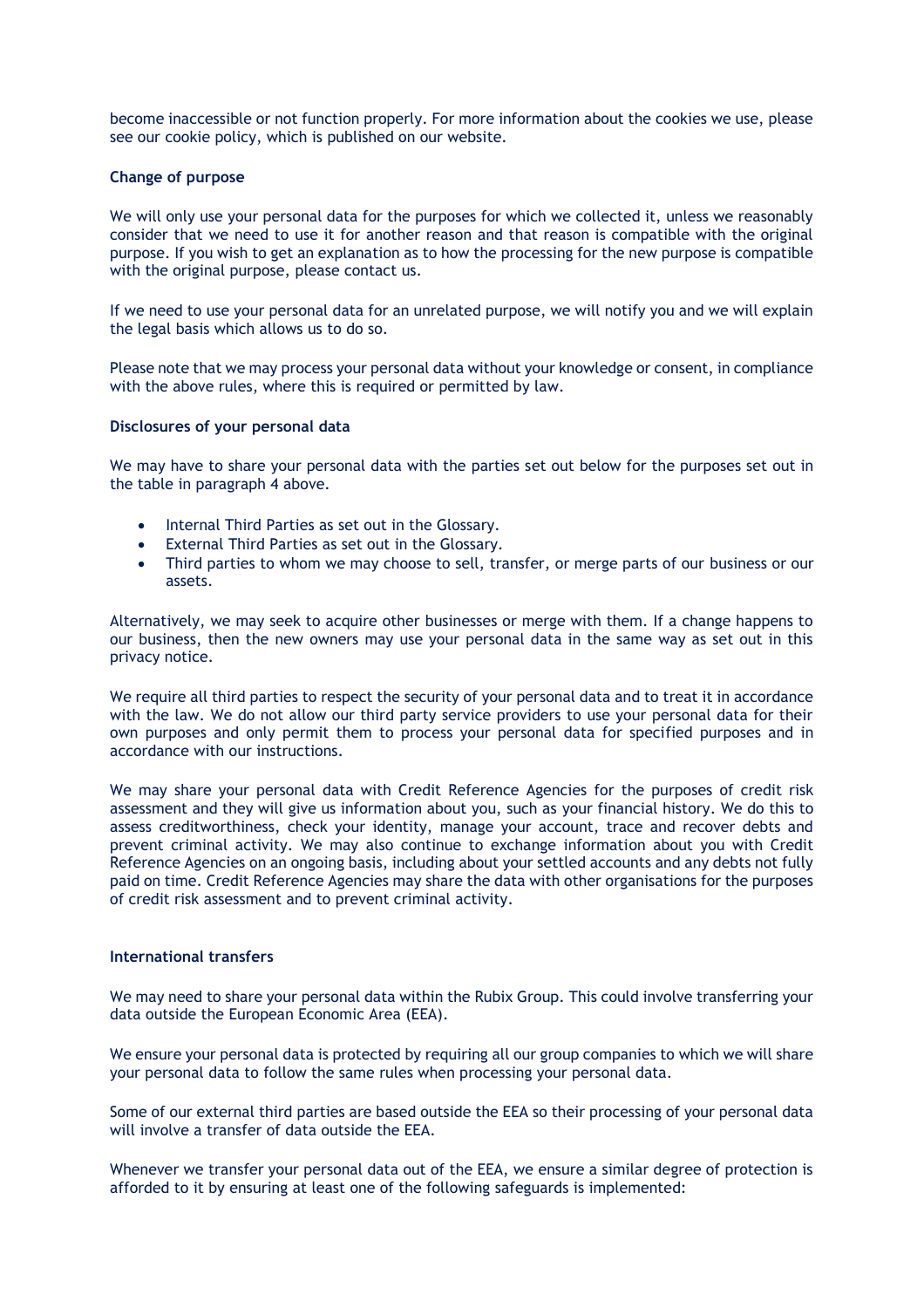become inaccessible or not function properly. For more information about the cookies we use, please see our cookie policy, which is published on our website.

**Change of purpose**

We will only use your personal data for the purposes for which we collected it, unless we reasonably consider that we need to use it for another reason and that reason is compatible with the original purpose. If you wish to get an explanation as to how the processing for the new purpose is compatible with the original purpose, please contact us.

If we need to use your personal data for an unrelated purpose, we will notify you and we will explain the legal basis which allows us to do so.

Please note that we may process your personal data without your knowledge or consent, in compliance with the above rules, where this is required or permitted by law.

**Disclosures of your personal data**

We may have to share your personal data with the parties set out below for the purposes set out in the table in paragraph 4 above.

- Internal Third Parties as set out in the Glossary.
- External Third Parties as set out in the Glossary.
- Third parties to whom we may choose to sell, transfer, or merge parts of our business or our assets.

Alternatively, we may seek to acquire other businesses or merge with them. If a change happens to our business, then the new owners may use your personal data in the same way as set out in this privacy notice.

We require all third parties to respect the security of your personal data and to treat it in accordance with the law. We do not allow our third party service providers to use your personal data for their own purposes and only permit them to process your personal data for specified purposes and in accordance with our instructions.

We may share your personal data with Credit Reference Agencies for the purposes of credit risk assessment and they will give us information about you, such as your financial history. We do this to assess creditworthiness, check your identity, manage your account, trace and recover debts and prevent criminal activity. We may also continue to exchange information about you with Credit Reference Agencies on an ongoing basis, including about your settled accounts and any debts not fully paid on time. Credit Reference Agencies may share the data with other organisations for the purposes of credit risk assessment and to prevent criminal activity.

**International transfers**

We may need to share your personal data within the Rubix Group. This could involve transferring your data outside the European Economic Area (EEA).

We ensure your personal data is protected by requiring all our group companies to which we will share your personal data to follow the same rules when processing your personal data.

Some of our external third parties are based outside the EEA so their processing of your personal data will involve a transfer of data outside the EEA.

Whenever we transfer your personal data out of the EEA, we ensure a similar degree of protection is afforded to it by ensuring at least one of the following safeguards is implemented: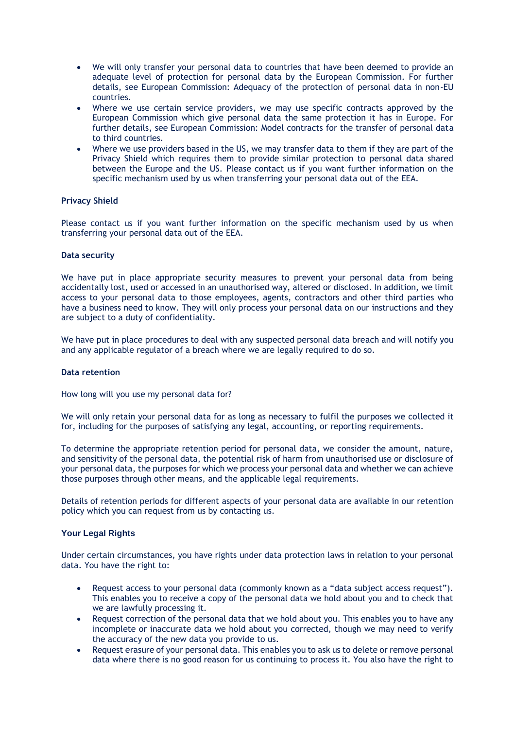- We will only transfer your personal data to countries that have been deemed to provide an adequate level of protection for personal data by the European Commission. For further details, see European Commission: Adequacy of the protection of personal data in non-EU countries.
- Where we use certain service providers, we may use specific contracts approved by the European Commission which give personal data the same protection it has in Europe. For further details, see European Commission: Model contracts for the transfer of personal data to third countries.
- Where we use providers based in the US, we may transfer data to them if they are part of the Privacy Shield which requires them to provide similar protection to personal data shared between the Europe and the US. Please contact us if you want further information on the specific mechanism used by us when transferring your personal data out of the EEA.

**Privacy Shield**

Please contact us if you want further information on the specific mechanism used by us when transferring your personal data out of the EEA.

**Data security**

We have put in place appropriate security measures to prevent your personal data from being accidentally lost, used or accessed in an unauthorised way, altered or disclosed. In addition, we limit access to your personal data to those employees, agents, contractors and other third parties who have a business need to know. They will only process your personal data on our instructions and they are subject to a duty of confidentiality.

We have put in place procedures to deal with any suspected personal data breach and will notify you and any applicable regulator of a breach where we are legally required to do so.

**Data retention**

How long will you use my personal data for?

We will only retain your personal data for as long as necessary to fulfil the purposes we collected it for, including for the purposes of satisfying any legal, accounting, or reporting requirements.

To determine the appropriate retention period for personal data, we consider the amount, nature, and sensitivity of the personal data, the potential risk of harm from unauthorised use or disclosure of your personal data, the purposes for which we process your personal data and whether we can achieve those purposes through other means, and the applicable legal requirements.

Details of retention periods for different aspects of your personal data are available in our retention policy which you can request from us by contacting us.

**Your Legal Rights**

Under certain circumstances, you have rights under data protection laws in relation to your personal data. You have the right to:

- Request access to your personal data (commonly known as a "data subject access request"). This enables you to receive a copy of the personal data we hold about you and to check that we are lawfully processing it.
- Request correction of the personal data that we hold about you. This enables you to have any incomplete or inaccurate data we hold about you corrected, though we may need to verify the accuracy of the new data you provide to us.
- Request erasure of your personal data. This enables you to ask us to delete or remove personal data where there is no good reason for us continuing to process it. You also have the right to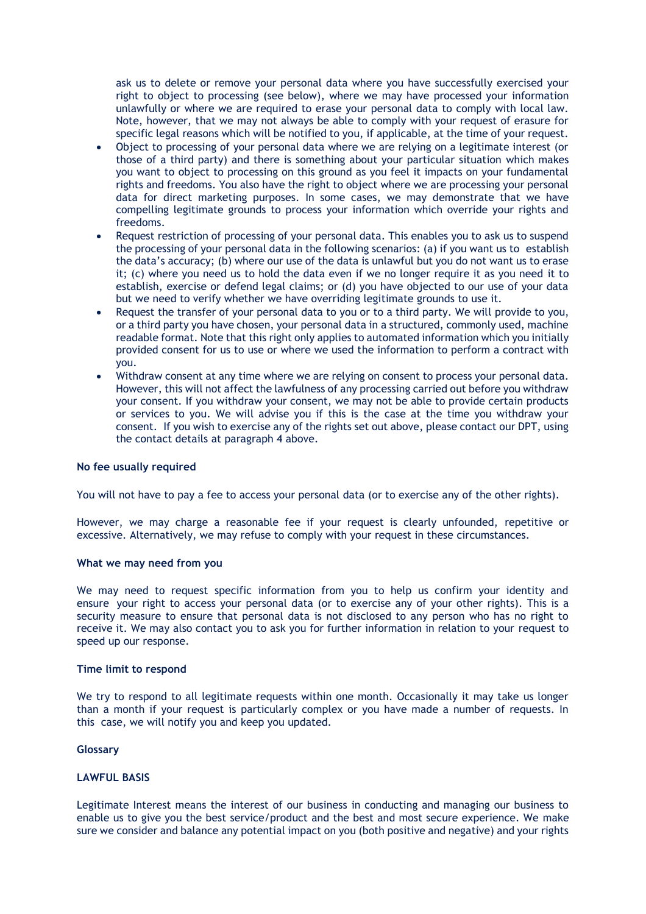ask us to delete or remove your personal data where you have successfully exercised your right to object to processing (see below), where we may have processed your information unlawfully or where we are required to erase your personal data to comply with local law. Note, however, that we may not always be able to comply with your request of erasure for specific legal reasons which will be notified to you, if applicable, at the time of your request.

- Object to processing of your personal data where we are relying on a legitimate interest (or those of a third party) and there is something about your particular situation which makes you want to object to processing on this ground as you feel it impacts on your fundamental rights and freedoms. You also have the right to object where we are processing your personal data for direct marketing purposes. In some cases, we may demonstrate that we have compelling legitimate grounds to process your information which override your rights and freedoms.
- Request restriction of processing of your personal data. This enables you to ask us to suspend the processing of your personal data in the following scenarios: (a) if you want us to establish the data's accuracy; (b) where our use of the data is unlawful but you do not want us to erase it; (c) where you need us to hold the data even if we no longer require it as you need it to establish, exercise or defend legal claims; or (d) you have objected to our use of your data but we need to verify whether we have overriding legitimate grounds to use it.
- Request the transfer of your personal data to you or to a third party. We will provide to you, or a third party you have chosen, your personal data in a structured, commonly used, machine readable format. Note that this right only applies to automated information which you initially provided consent for us to use or where we used the information to perform a contract with you.
- Withdraw consent at any time where we are relying on consent to process your personal data. However, this will not affect the lawfulness of any processing carried out before you withdraw your consent. If you withdraw your consent, we may not be able to provide certain products or services to you. We will advise you if this is the case at the time you withdraw your consent. If you wish to exercise any of the rights set out above, please contact our DPT, using the contact details at paragraph 4 above.

**No fee usually required**

You will not have to pay a fee to access your personal data (or to exercise any of the other rights).

However, we may charge a reasonable fee if your request is clearly unfounded, repetitive or excessive. Alternatively, we may refuse to comply with your request in these circumstances.

**What we may need from you**

We may need to request specific information from you to help us confirm your identity and ensure your right to access your personal data (or to exercise any of your other rights). This is a security measure to ensure that personal data is not disclosed to any person who has no right to receive it. We may also contact you to ask you for further information in relation to your request to speed up our response.

**Time limit to respond**

We try to respond to all legitimate requests within one month. Occasionally it may take us longer than a month if your request is particularly complex or you have made a number of requests. In this case, we will notify you and keep you updated.

**Glossary**

**LAWFUL BASIS**

Legitimate Interest means the interest of our business in conducting and managing our business to enable us to give you the best service/product and the best and most secure experience. We make sure we consider and balance any potential impact on you (both positive and negative) and your rights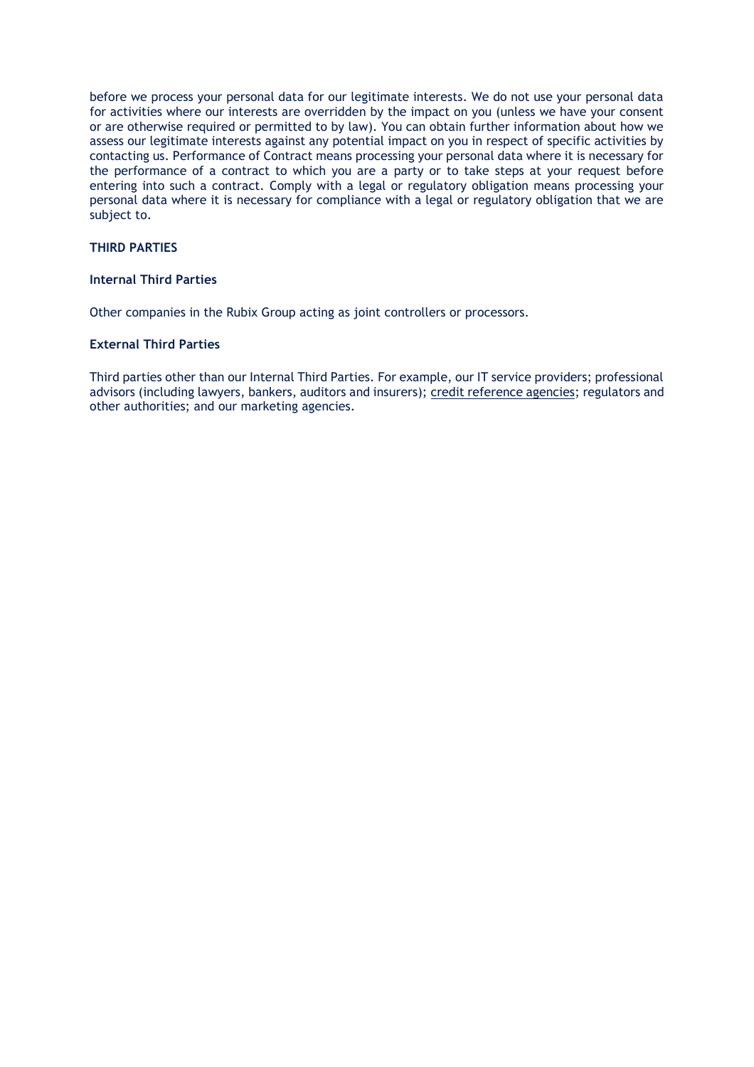before we process your personal data for our legitimate interests. We do not use your personal data for activities where our interests are overridden by the impact on you (unless we have your consent or are otherwise required or permitted to by law). You can obtain further information about how we assess our legitimate interests against any potential impact on you in respect of specific activities by contacting us. Performance of Contract means processing your personal data where it is necessary for the performance of a contract to which you are a party or to take steps at your request before entering into such a contract. Comply with a legal or regulatory obligation means processing your personal data where it is necessary for compliance with a legal or regulatory obligation that we are subject to.

**THIRD PARTIES**

**Internal Third Parties**

Other companies in the Rubix Group acting as joint controllers or processors.

**External Third Parties**

Third parties other than our Internal Third Parties. For example, our IT service providers; professional advisors (including lawyers, bankers, auditors and insurers); credit reference agencies; regulators and other authorities; and our marketing agencies.